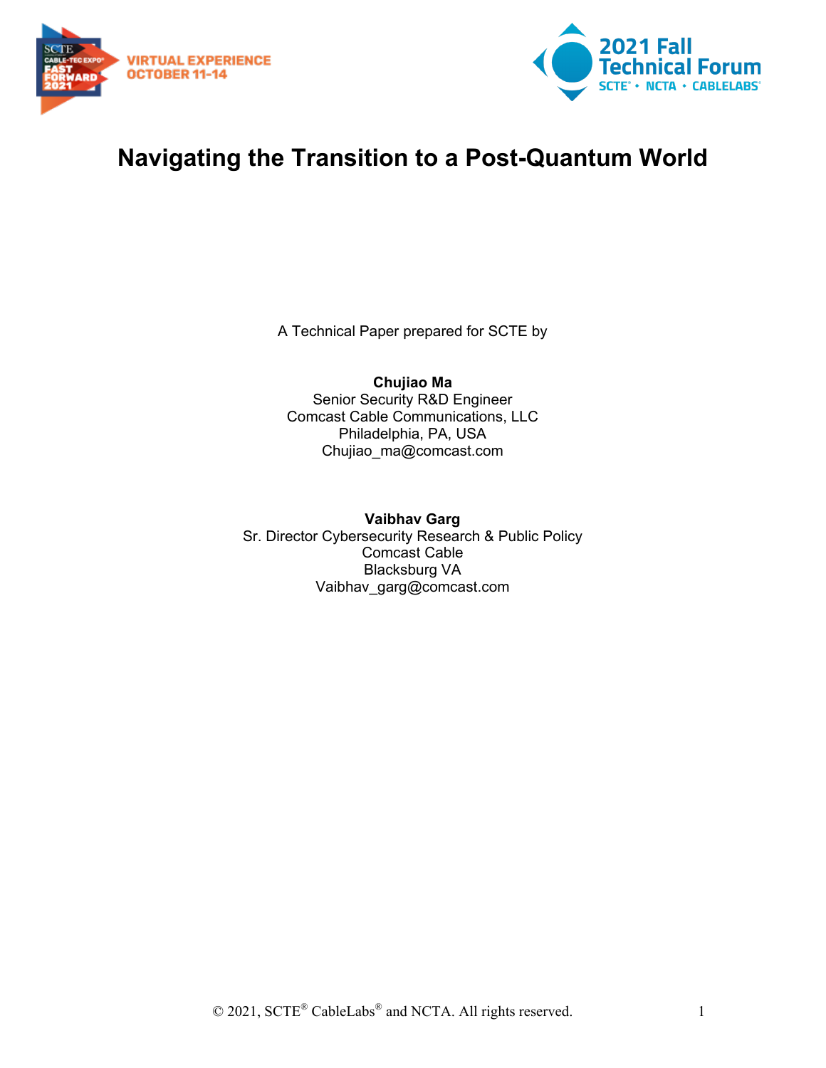# Navigating the Transition to a Post-Quantum World

A Technical Paper prepared for SCTE by

**Chujiao Ma**
Senior Security R&D Engineer
Comcast Cable Communications, LLC
Philadelphia, PA, USA
Chujiao_ma@comcast.com

**Vaibhav Garg**
Sr. Director Cybersecurity Research & Public Policy
Comcast Cable
Blacksburg VA
Vaibhav_garg@comcast.com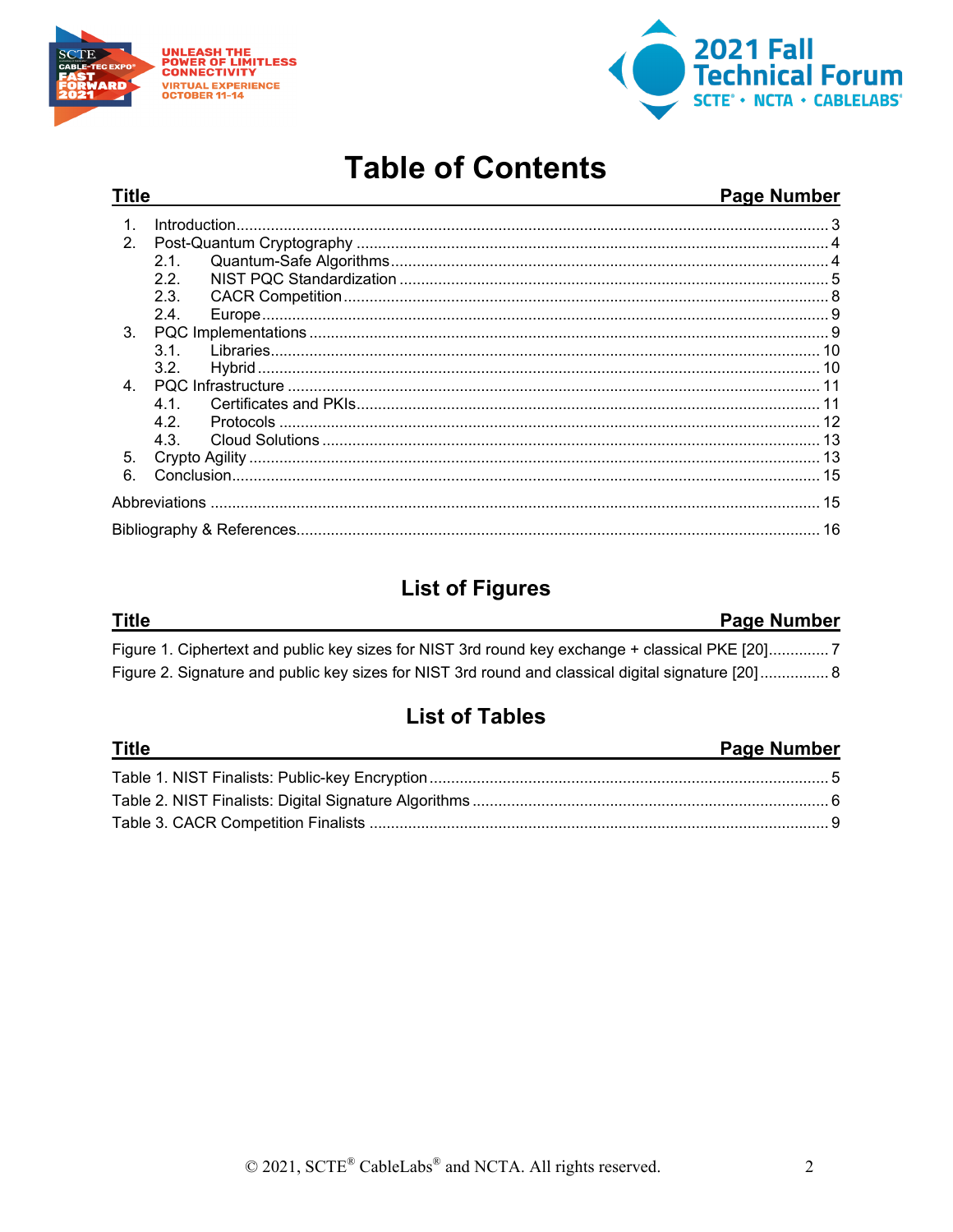# Table of Contents

| Title | Page Number |
|---|---|
| 1. Introduction | 3 |
| 2. Post-Quantum Cryptography | 4 |
| 2.1. Quantum-Safe Algorithms | 4 |
| 2.2. NIST PQC Standardization | 5 |
| 2.3. CACR Competition | 8 |
| 2.4. Europe | 9 |
| 3. PQC Implementations | 9 |
| 3.1. Libraries | 10 |
| 3.2. Hybrid | 10 |
| 4. PQC Infrastructure | 11 |
| 4.1. Certificates and PKIs | 11 |
| 4.2. Protocols | 12 |
| 4.3. Cloud Solutions | 13 |
| 5. Crypto Agility | 13 |
| 6. Conclusion | 15 |
| Abbreviations | 15 |
| Bibliography & References | 16 |

## List of Figures

| Title | Page Number |
|---|---|
| Figure 1. Ciphertext and public key sizes for NIST 3rd round key exchange + classical PKE [20] | 7 |
| Figure 2. Signature and public key sizes for NIST 3rd round and classical digital signature [20] | 8 |

## List of Tables

| Title | Page Number |
|---|---|
| Table 1. NIST Finalists: Public-key Encryption | 5 |
| Table 2. NIST Finalists: Digital Signature Algorithms | 6 |
| Table 3. CACR Competition Finalists | 9 |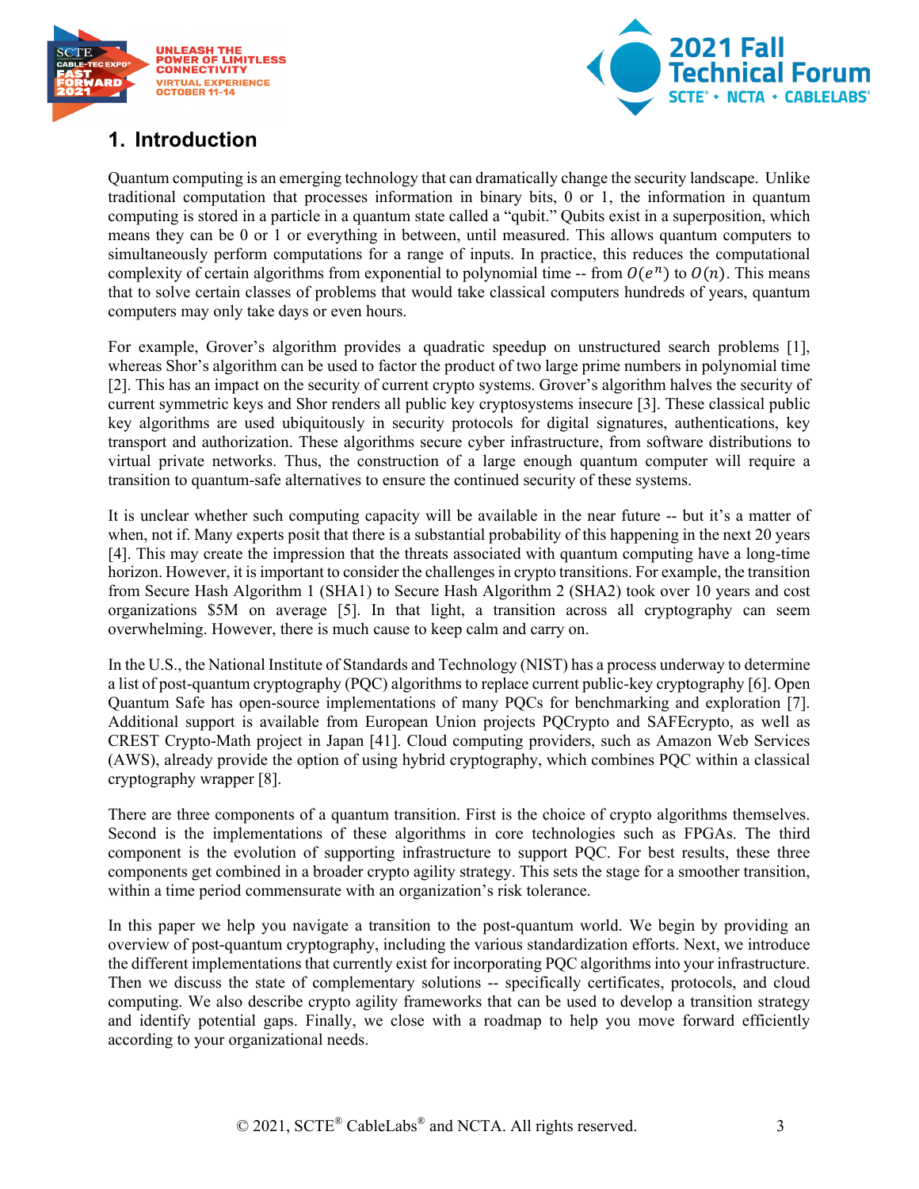## 1. Introduction

Quantum computing is an emerging technology that can dramatically change the security landscape. Unlike traditional computation that processes information in binary bits, 0 or 1, the information in quantum computing is stored in a particle in a quantum state called a "qubit." Qubits exist in a superposition, which means they can be 0 or 1 or everything in between, until measured. This allows quantum computers to simultaneously perform computations for a range of inputs. In practice, this reduces the computational complexity of certain algorithms from exponential to polynomial time -- from $O(e^n)$ to $O(n)$. This means that to solve certain classes of problems that would take classical computers hundreds of years, quantum computers may only take days or even hours.

For example, Grover's algorithm provides a quadratic speedup on unstructured search problems [1], whereas Shor's algorithm can be used to factor the product of two large prime numbers in polynomial time [2]. This has an impact on the security of current crypto systems. Grover's algorithm halves the security of current symmetric keys and Shor renders all public key cryptosystems insecure [3]. These classical public key algorithms are used ubiquitously in security protocols for digital signatures, authentications, key transport and authorization. These algorithms secure cyber infrastructure, from software distributions to virtual private networks. Thus, the construction of a large enough quantum computer will require a transition to quantum-safe alternatives to ensure the continued security of these systems.

It is unclear whether such computing capacity will be available in the near future -- but it's a matter of when, not if. Many experts posit that there is a substantial probability of this happening in the next 20 years [4]. This may create the impression that the threats associated with quantum computing have a long-time horizon. However, it is important to consider the challenges in crypto transitions. For example, the transition from Secure Hash Algorithm 1 (SHA1) to Secure Hash Algorithm 2 (SHA2) took over 10 years and cost organizations $5M on average [5]. In that light, a transition across all cryptography can seem overwhelming. However, there is much cause to keep calm and carry on.

In the U.S., the National Institute of Standards and Technology (NIST) has a process underway to determine a list of post-quantum cryptography (PQC) algorithms to replace current public-key cryptography [6]. Open Quantum Safe has open-source implementations of many PQCs for benchmarking and exploration [7]. Additional support is available from European Union projects PQCrypto and SAFEcrypto, as well as CREST Crypto-Math project in Japan [41]. Cloud computing providers, such as Amazon Web Services (AWS), already provide the option of using hybrid cryptography, which combines PQC within a classical cryptography wrapper [8].

There are three components of a quantum transition. First is the choice of crypto algorithms themselves. Second is the implementations of these algorithms in core technologies such as FPGAs. The third component is the evolution of supporting infrastructure to support PQC. For best results, these three components get combined in a broader crypto agility strategy. This sets the stage for a smoother transition, within a time period commensurate with an organization's risk tolerance.

In this paper we help you navigate a transition to the post-quantum world. We begin by providing an overview of post-quantum cryptography, including the various standardization efforts. Next, we introduce the different implementations that currently exist for incorporating PQC algorithms into your infrastructure. Then we discuss the state of complementary solutions -- specifically certificates, protocols, and cloud computing. We also describe crypto agility frameworks that can be used to develop a transition strategy and identify potential gaps. Finally, we close with a roadmap to help you move forward efficiently according to your organizational needs.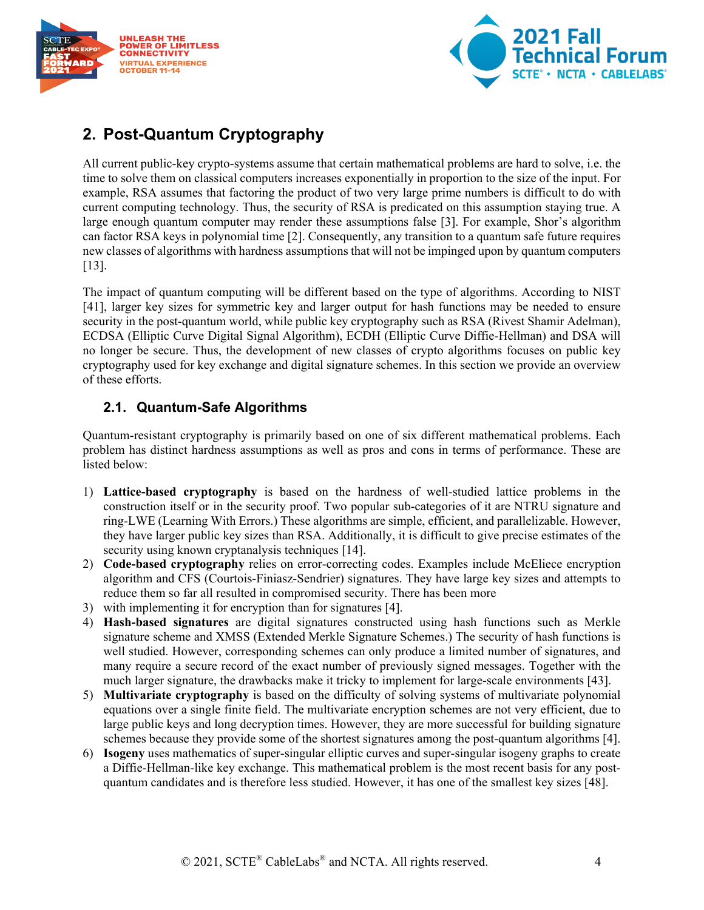## 2. Post-Quantum Cryptography

All current public-key crypto-systems assume that certain mathematical problems are hard to solve, i.e. the time to solve them on classical computers increases exponentially in proportion to the size of the input. For example, RSA assumes that factoring the product of two very large prime numbers is difficult to do with current computing technology. Thus, the security of RSA is predicated on this assumption staying true. A large enough quantum computer may render these assumptions false [3]. For example, Shor's algorithm can factor RSA keys in polynomial time [2]. Consequently, any transition to a quantum safe future requires new classes of algorithms with hardness assumptions that will not be impinged upon by quantum computers [13].

The impact of quantum computing will be different based on the type of algorithms. According to NIST [41], larger key sizes for symmetric key and larger output for hash functions may be needed to ensure security in the post-quantum world, while public key cryptography such as RSA (Rivest Shamir Adelman), ECDSA (Elliptic Curve Digital Signature Algorithm), ECDH (Elliptic Curve Diffie-Hellman) and DSA will no longer be secure. Thus, the development of new classes of crypto algorithms focuses on public key cryptography used for key exchange and digital signature schemes. In this section we provide an overview of these efforts.

### 2.1. Quantum-Safe Algorithms

Quantum-resistant cryptography is primarily based on one of six different mathematical problems. Each problem has distinct hardness assumptions as well as pros and cons in terms of performance. These are listed below:

1) **Lattice-based cryptography** is based on the hardness of well-studied lattice problems in the construction itself or in the security proof. Two popular sub-categories of it are NTRU signature and ring-LWE (Learning With Errors.) These algorithms are simple, efficient, and parallelizable. However, they have larger public key sizes than RSA. Additionally, it is difficult to give precise estimates of the security using known cryptanalysis techniques [14].
2) **Code-based cryptography** relies on error-correcting codes. Examples include McEliece encryption algorithm and CFS (Courtois-Finiasz-Sendrier) signatures. They have large key sizes and attempts to reduce them so far all resulted in compromised security. There has been more
3) with implementing it for encryption than for signatures [4].
4) **Hash-based signatures** are digital signatures constructed using hash functions such as Merkle signature scheme and XMSS (Extended Merkle Signature Schemes.) The security of hash functions is well studied. However, corresponding schemes can only produce a limited number of signatures, and many require a secure record of the exact number of previously signed messages. Together with the much larger signature, the drawbacks make it tricky to implement for large-scale environments [43].
5) **Multivariate cryptography** is based on the difficulty of solving systems of multivariate polynomial equations over a single finite field. The multivariate encryption schemes are not very efficient, due to large public keys and long decryption times. However, they are more successful for building signature schemes because they provide some of the shortest signatures among the post-quantum algorithms [4].
6) **Isogeny** uses mathematics of super-singular elliptic curves and super-singular isogeny graphs to create a Diffie-Hellman-like key exchange. This mathematical problem is the most recent basis for any post-quantum candidates and is therefore less studied. However, it has one of the smallest key sizes [48].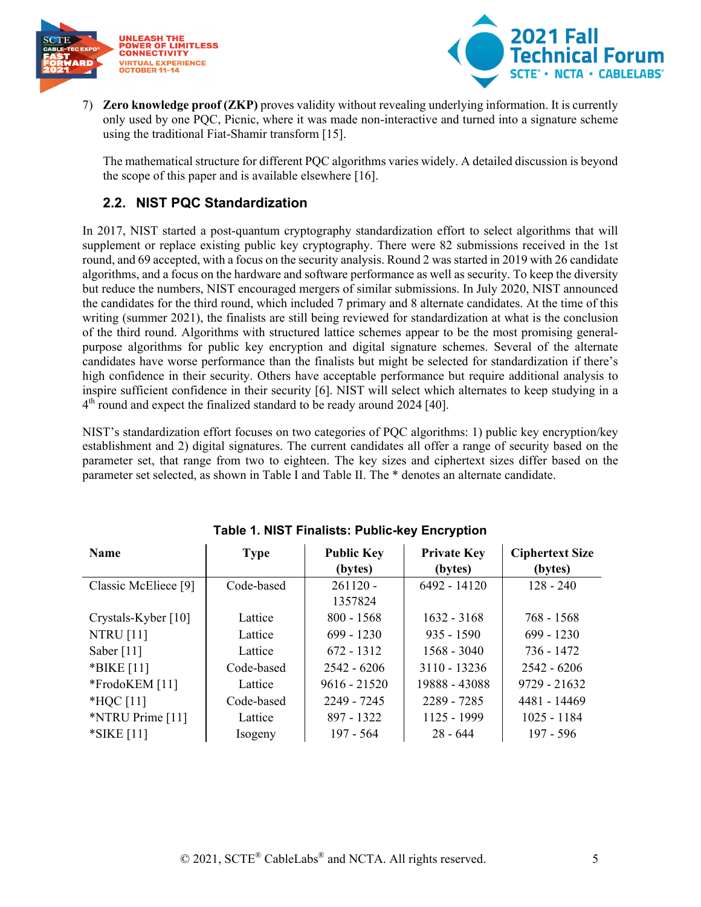7) **Zero knowledge proof (ZKP)** proves validity without revealing underlying information. It is currently only used by one PQC, Picnic, where it was made non-interactive and turned into a signature scheme using the traditional Fiat-Shamir transform [15].

   The mathematical structure for different PQC algorithms varies widely. A detailed discussion is beyond the scope of this paper and is available elsewhere [16].

## 2.2. NIST PQC Standardization

In 2017, NIST started a post-quantum cryptography standardization effort to select algorithms that will supplement or replace existing public key cryptography. There were 82 submissions received in the 1st round, and 69 accepted, with a focus on the security analysis. Round 2 was started in 2019 with 26 candidate algorithms, and a focus on the hardware and software performance as well as security. To keep the diversity but reduce the numbers, NIST encouraged mergers of similar submissions. In July 2020, NIST announced the candidates for the third round, which included 7 primary and 8 alternate candidates. At the time of this writing (summer 2021), the finalists are still being reviewed for standardization at what is the conclusion of the third round. Algorithms with structured lattice schemes appear to be the most promising general-purpose algorithms for public key encryption and digital signature schemes. Several of the alternate candidates have worse performance than the finalists but might be selected for standardization if there's high confidence in their security. Others have acceptable performance but require additional analysis to inspire sufficient confidence in their security [6]. NIST will select which alternates to keep studying in a 4th round and expect the finalized standard to be ready around 2024 [40].

NIST's standardization effort focuses on two categories of PQC algorithms: 1) public key encryption/key establishment and 2) digital signatures. The current candidates all offer a range of security based on the parameter set, that range from two to eighteen. The key sizes and ciphertext sizes differ based on the parameter set selected, as shown in Table I and Table II. The * denotes an alternate candidate.

**Table 1. NIST Finalists: Public-key Encryption**

| Name | Type | Public Key (bytes) | Private Key (bytes) | Ciphertext Size (bytes) |
|---|---|---|---|---|
| Classic McEliece [9] | Code-based | 261120 - 1357824 | 6492 - 14120 | 128 - 240 |
| Crystals-Kyber [10] | Lattice | 800 - 1568 | 1632 - 3168 | 768 - 1568 |
| NTRU [11] | Lattice | 699 - 1230 | 935 - 1590 | 699 - 1230 |
| Saber [11] | Lattice | 672 - 1312 | 1568 - 3040 | 736 - 1472 |
| *BIKE [11] | Code-based | 2542 - 6206 | 3110 - 13236 | 2542 - 6206 |
| *FrodoKEM [11] | Lattice | 9616 - 21520 | 19888 - 43088 | 9729 - 21632 |
| *HQC [11] | Code-based | 2249 - 7245 | 2289 - 7285 | 4481 - 14469 |
| *NTRU Prime [11] | Lattice | 897 - 1322 | 1125 - 1999 | 1025 - 1184 |
| *SIKE [11] | Isogeny | 197 - 564 | 28 - 644 | 197 - 596 |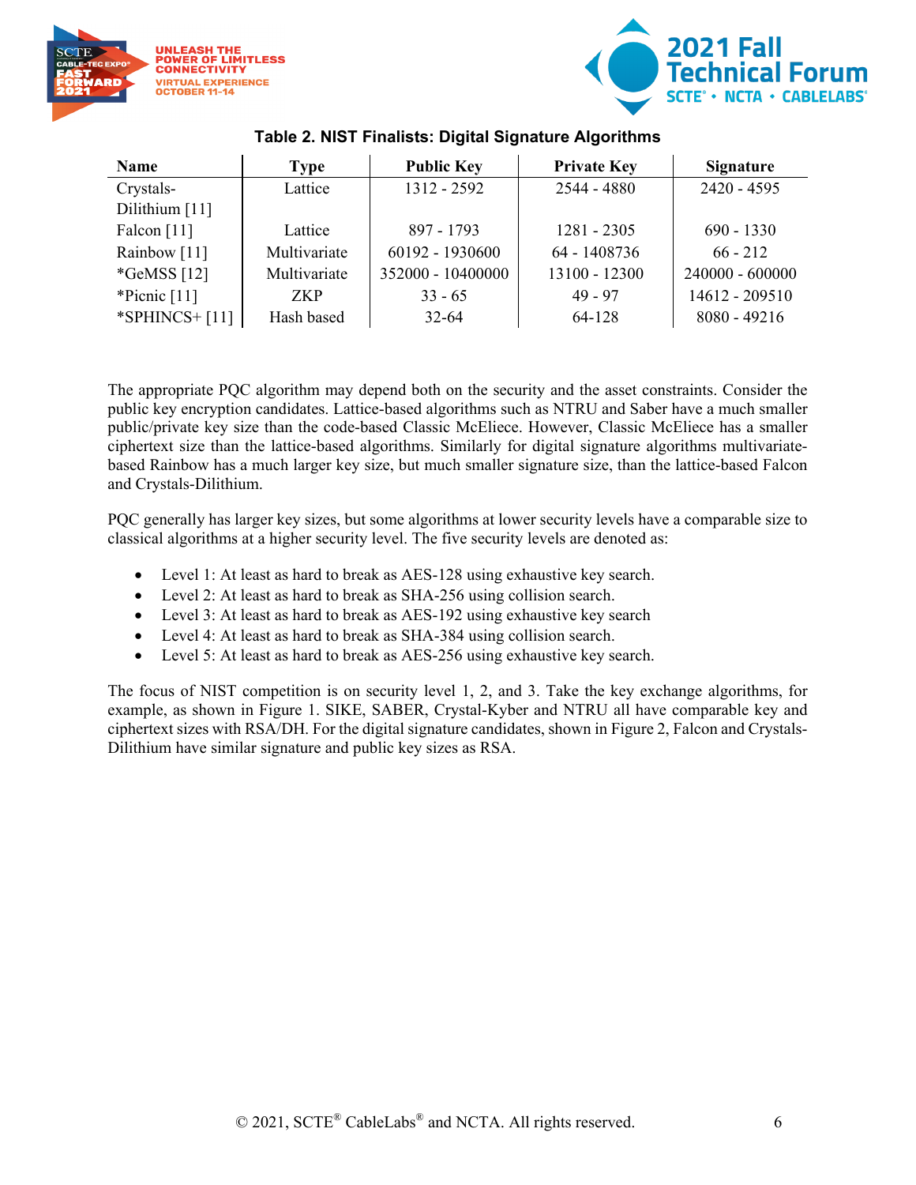**Table 2. NIST Finalists: Digital Signature Algorithms**

| Name | Type | Public Key | Private Key | Signature |
|---|---|---|---|---|
| Crystals-Dilithium [11] | Lattice | 1312 - 2592 | 2544 - 4880 | 2420 - 4595 |
| Falcon [11] | Lattice | 897 - 1793 | 1281 - 2305 | 690 - 1330 |
| Rainbow [11] | Multivariate | 60192 - 1930600 | 64 - 1408736 | 66 - 212 |
| *GeMSS [12] | Multivariate | 352000 - 10400000 | 13100 - 12300 | 240000 - 600000 |
| *Picnic [11] | ZKP | 33 - 65 | 49 - 97 | 14612 - 209510 |
| *SPHINCS+ [11] | Hash based | 32-64 | 64-128 | 8080 - 49216 |

The appropriate PQC algorithm may depend both on the security and the asset constraints. Consider the public key encryption candidates. Lattice-based algorithms such as NTRU and Saber have a much smaller public/private key size than the code-based Classic McEliece. However, Classic McEliece has a smaller ciphertext size than the lattice-based algorithms. Similarly for digital signature algorithms multivariate-based Rainbow has a much larger key size, but much smaller signature size, than the lattice-based Falcon and Crystals-Dilithium.

PQC generally has larger key sizes, but some algorithms at lower security levels have a comparable size to classical algorithms at a higher security level. The five security levels are denoted as:

- Level 1: At least as hard to break as AES-128 using exhaustive key search.
- Level 2: At least as hard to break as SHA-256 using collision search.
- Level 3: At least as hard to break as AES-192 using exhaustive key search
- Level 4: At least as hard to break as SHA-384 using collision search.
- Level 5: At least as hard to break as AES-256 using exhaustive key search.

The focus of NIST competition is on security level 1, 2, and 3. Take the key exchange algorithms, for example, as shown in Figure 1. SIKE, SABER, Crystal-Kyber and NTRU all have comparable key and ciphertext sizes with RSA/DH. For the digital signature candidates, shown in Figure 2, Falcon and Crystals-Dilithium have similar signature and public key sizes as RSA.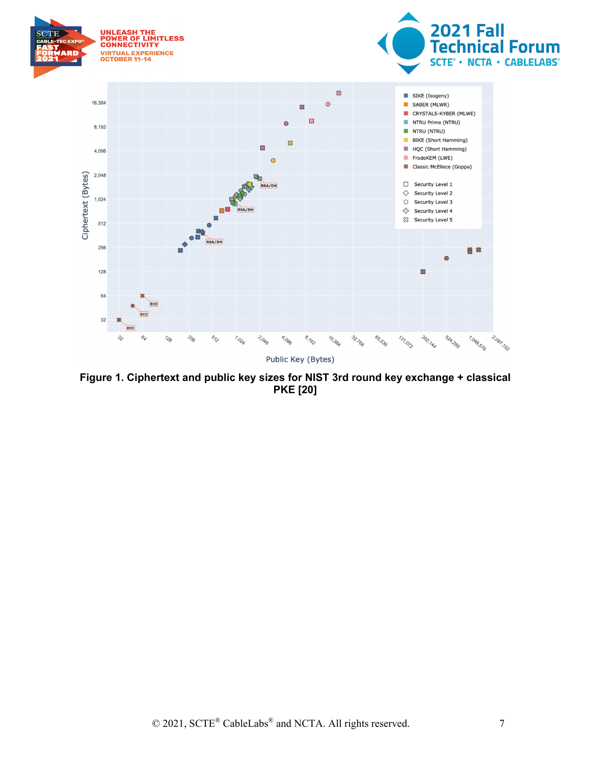**Figure 1. Ciphertext and public key sizes for NIST 3rd round key exchange + classical PKE [20]**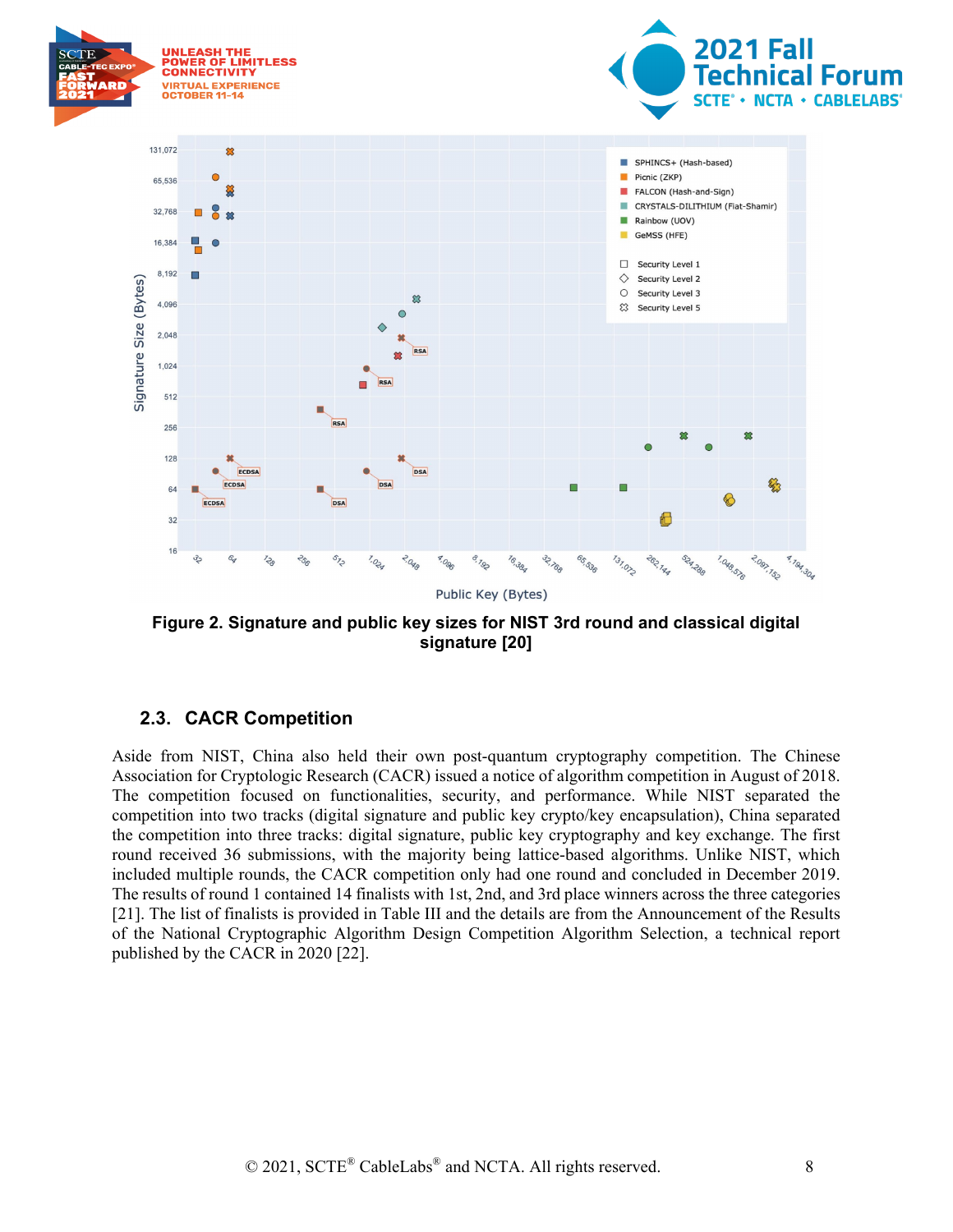**Figure 2. Signature and public key sizes for NIST 3rd round and classical digital signature [20]**

### 2.3. CACR Competition

Aside from NIST, China also held their own post-quantum cryptography competition. The Chinese Association for Cryptologic Research (CACR) issued a notice of algorithm competition in August of 2018. The competition focused on functionalities, security, and performance. While NIST separated the competition into two tracks (digital signature and public key crypto/key encapsulation), China separated the competition into three tracks: digital signature, public key cryptography and key exchange. The first round received 36 submissions, with the majority being lattice-based algorithms. Unlike NIST, which included multiple rounds, the CACR competition only had one round and concluded in December 2019. The results of round 1 contained 14 finalists with 1st, 2nd, and 3rd place winners across the three categories [21]. The list of finalists is provided in Table III and the details are from the Announcement of the Results of the National Cryptographic Algorithm Design Competition Algorithm Selection, a technical report published by the CACR in 2020 [22].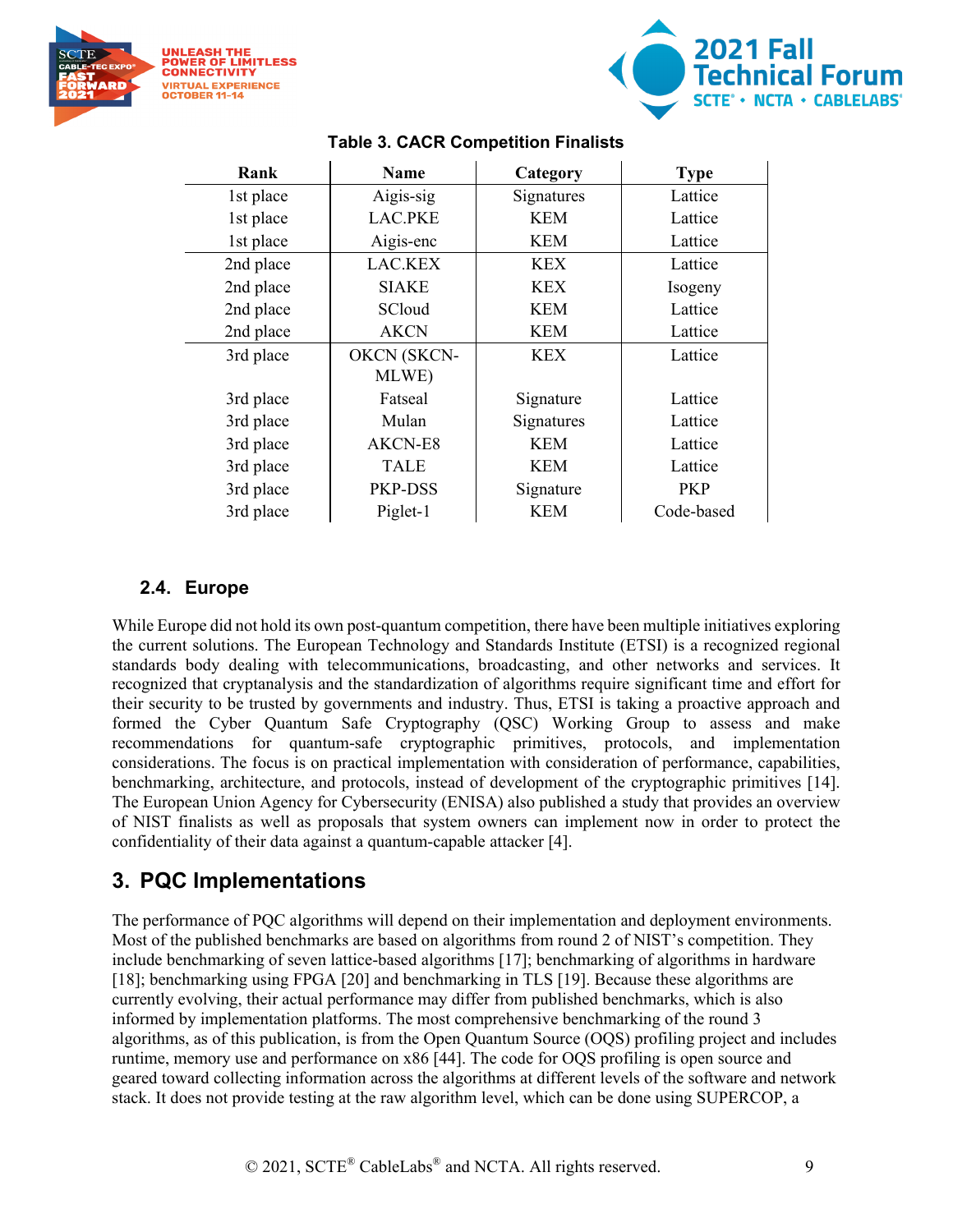**Table 3. CACR Competition Finalists**

| Rank | Name | Category | Type |
|---|---|---|---|
| 1st place | Aigis-sig | Signatures | Lattice |
| 1st place | LAC.PKE | KEM | Lattice |
| 1st place | Aigis-enc | KEM | Lattice |
| 2nd place | LAC.KEX | KEX | Lattice |
| 2nd place | SIAKE | KEX | Isogeny |
| 2nd place | SCloud | KEM | Lattice |
| 2nd place | AKCN | KEM | Lattice |
| 3rd place | OKCN (SKCN-MLWE) | KEX | Lattice |
| 3rd place | Fatseal | Signature | Lattice |
| 3rd place | Mulan | Signatures | Lattice |
| 3rd place | AKCN-E8 | KEM | Lattice |
| 3rd place | TALE | KEM | Lattice |
| 3rd place | PKP-DSS | Signature | PKP |
| 3rd place | Piglet-1 | KEM | Code-based |

### 2.4. Europe

While Europe did not hold its own post-quantum competition, there have been multiple initiatives exploring the current solutions. The European Technology and Standards Institute (ETSI) is a recognized regional standards body dealing with telecommunications, broadcasting, and other networks and services. It recognized that cryptanalysis and the standardization of algorithms require significant time and effort for their security to be trusted by governments and industry. Thus, ETSI is taking a proactive approach and formed the Cyber Quantum Safe Cryptography (QSC) Working Group to assess and make recommendations for quantum-safe cryptographic primitives, protocols, and implementation considerations. The focus is on practical implementation with consideration of performance, capabilities, benchmarking, architecture, and protocols, instead of development of the cryptographic primitives [14]. The European Union Agency for Cybersecurity (ENISA) also published a study that provides an overview of NIST finalists as well as proposals that system owners can implement now in order to protect the confidentiality of their data against a quantum-capable attacker [4].

## 3. PQC Implementations

The performance of PQC algorithms will depend on their implementation and deployment environments. Most of the published benchmarks are based on algorithms from round 2 of NIST's competition. They include benchmarking of seven lattice-based algorithms [17]; benchmarking of algorithms in hardware [18]; benchmarking using FPGA [20] and benchmarking in TLS [19]. Because these algorithms are currently evolving, their actual performance may differ from published benchmarks, which is also informed by implementation platforms. The most comprehensive benchmarking of the round 3 algorithms, as of this publication, is from the Open Quantum Source (OQS) profiling project and includes runtime, memory use and performance on x86 [44]. The code for OQS profiling is open source and geared toward collecting information across the algorithms at different levels of the software and network stack. It does not provide testing at the raw algorithm level, which can be done using SUPERCOP, a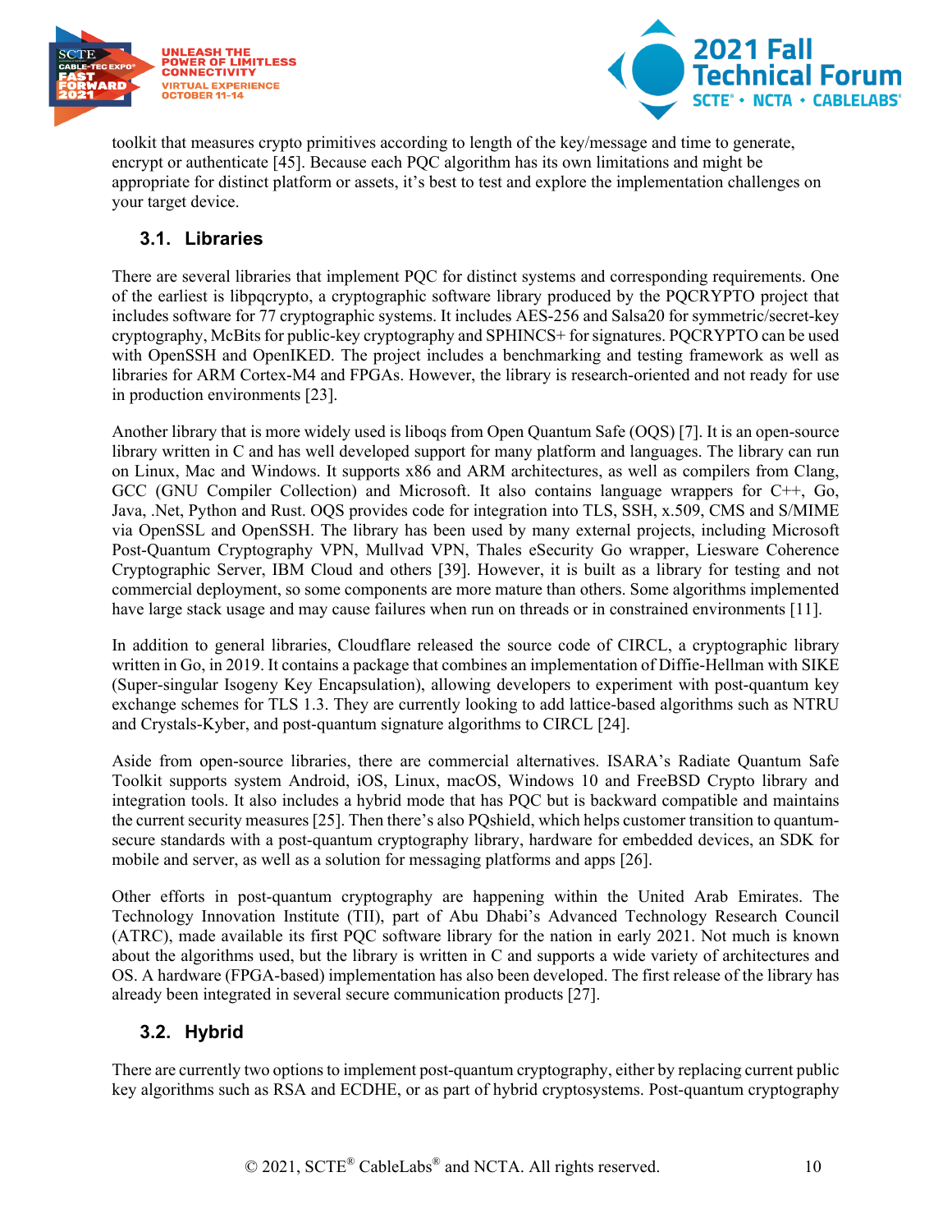toolkit that measures crypto primitives according to length of the key/message and time to generate, encrypt or authenticate [45]. Because each PQC algorithm has its own limitations and might be appropriate for distinct platform or assets, it's best to test and explore the implementation challenges on your target device.

### 3.1. Libraries

There are several libraries that implement PQC for distinct systems and corresponding requirements. One of the earliest is libpqcrypto, a cryptographic software library produced by the PQCRYPTO project that includes software for 77 cryptographic systems. It includes AES-256 and Salsa20 for symmetric/secret-key cryptography, McBits for public-key cryptography and SPHINCS+ for signatures. PQCRYPTO can be used with OpenSSH and OpenIKED. The project includes a benchmarking and testing framework as well as libraries for ARM Cortex-M4 and FPGAs. However, the library is research-oriented and not ready for use in production environments [23].

Another library that is more widely used is liboqs from Open Quantum Safe (OQS) [7]. It is an open-source library written in C and has well developed support for many platform and languages. The library can run on Linux, Mac and Windows. It supports x86 and ARM architectures, as well as compilers from Clang, GCC (GNU Compiler Collection) and Microsoft. It also contains language wrappers for C++, Go, Java, .Net, Python and Rust. OQS provides code for integration into TLS, SSH, x.509, CMS and S/MIME via OpenSSL and OpenSSH. The library has been used by many external projects, including Microsoft Post-Quantum Cryptography VPN, Mullvad VPN, Thales eSecurity Go wrapper, Liesware Coherence Cryptographic Server, IBM Cloud and others [39]. However, it is built as a library for testing and not commercial deployment, so some components are more mature than others. Some algorithms implemented have large stack usage and may cause failures when run on threads or in constrained environments [11].

In addition to general libraries, Cloudflare released the source code of CIRCL, a cryptographic library written in Go, in 2019. It contains a package that combines an implementation of Diffie-Hellman with SIKE (Super-singular Isogeny Key Encapsulation), allowing developers to experiment with post-quantum key exchange schemes for TLS 1.3. They are currently looking to add lattice-based algorithms such as NTRU and Crystals-Kyber, and post-quantum signature algorithms to CIRCL [24].

Aside from open-source libraries, there are commercial alternatives. ISARA's Radiate Quantum Safe Toolkit supports system Android, iOS, Linux, macOS, Windows 10 and FreeBSD Crypto library and integration tools. It also includes a hybrid mode that has PQC but is backward compatible and maintains the current security measures [25]. Then there's also PQshield, which helps customer transition to quantum-secure standards with a post-quantum cryptography library, hardware for embedded devices, an SDK for mobile and server, as well as a solution for messaging platforms and apps [26].

Other efforts in post-quantum cryptography are happening within the United Arab Emirates. The Technology Innovation Institute (TII), part of Abu Dhabi's Advanced Technology Research Council (ATRC), made available its first PQC software library for the nation in early 2021. Not much is known about the algorithms used, but the library is written in C and supports a wide variety of architectures and OS. A hardware (FPGA-based) implementation has also been developed. The first release of the library has already been integrated in several secure communication products [27].

### 3.2. Hybrid

There are currently two options to implement post-quantum cryptography, either by replacing current public key algorithms such as RSA and ECDHE, or as part of hybrid cryptosystems. Post-quantum cryptography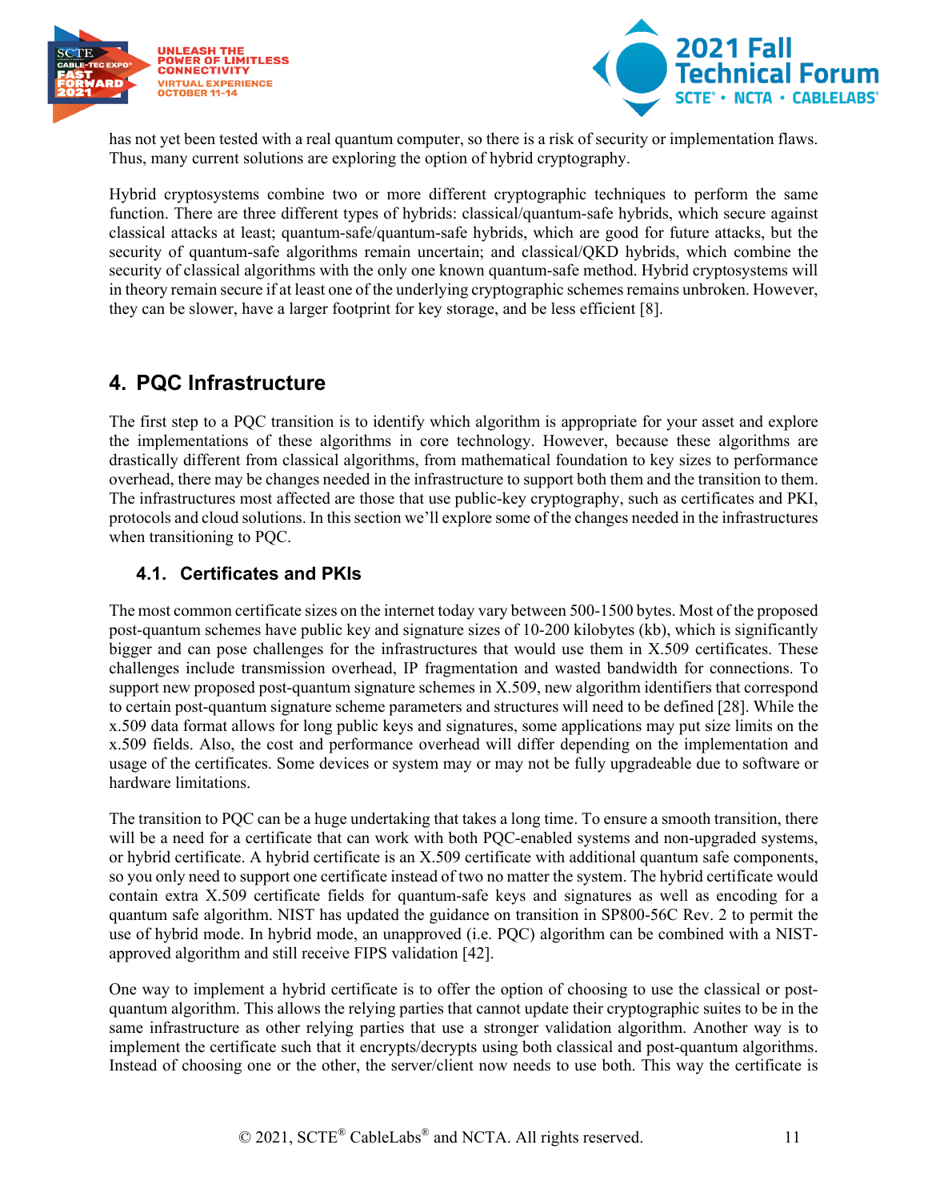has not yet been tested with a real quantum computer, so there is a risk of security or implementation flaws. Thus, many current solutions are exploring the option of hybrid cryptography.

Hybrid cryptosystems combine two or more different cryptographic techniques to perform the same function. There are three different types of hybrids: classical/quantum-safe hybrids, which secure against classical attacks at least; quantum-safe/quantum-safe hybrids, which are good for future attacks, but the security of quantum-safe algorithms remain uncertain; and classical/QKD hybrids, which combine the security of classical algorithms with the only one known quantum-safe method. Hybrid cryptosystems will in theory remain secure if at least one of the underlying cryptographic schemes remains unbroken. However, they can be slower, have a larger footprint for key storage, and be less efficient [8].

## 4. PQC Infrastructure

The first step to a PQC transition is to identify which algorithm is appropriate for your asset and explore the implementations of these algorithms in core technology. However, because these algorithms are drastically different from classical algorithms, from mathematical foundation to key sizes to performance overhead, there may be changes needed in the infrastructure to support both them and the transition to them. The infrastructures most affected are those that use public-key cryptography, such as certificates and PKI, protocols and cloud solutions. In this section we'll explore some of the changes needed in the infrastructures when transitioning to PQC.

### 4.1. Certificates and PKIs

The most common certificate sizes on the internet today vary between 500-1500 bytes. Most of the proposed post-quantum schemes have public key and signature sizes of 10-200 kilobytes (kb), which is significantly bigger and can pose challenges for the infrastructures that would use them in X.509 certificates. These challenges include transmission overhead, IP fragmentation and wasted bandwidth for connections. To support new proposed post-quantum signature schemes in X.509, new algorithm identifiers that correspond to certain post-quantum signature scheme parameters and structures will need to be defined [28]. While the x.509 data format allows for long public keys and signatures, some applications may put size limits on the x.509 fields. Also, the cost and performance overhead will differ depending on the implementation and usage of the certificates. Some devices or system may or may not be fully upgradeable due to software or hardware limitations.

The transition to PQC can be a huge undertaking that takes a long time. To ensure a smooth transition, there will be a need for a certificate that can work with both PQC-enabled systems and non-upgraded systems, or hybrid certificate. A hybrid certificate is an X.509 certificate with additional quantum safe components, so you only need to support one certificate instead of two no matter the system. The hybrid certificate would contain extra X.509 certificate fields for quantum-safe keys and signatures as well as encoding for a quantum safe algorithm. NIST has updated the guidance on transition in SP800-56C Rev. 2 to permit the use of hybrid mode. In hybrid mode, an unapproved (i.e. PQC) algorithm can be combined with a NIST-approved algorithm and still receive FIPS validation [42].

One way to implement a hybrid certificate is to offer the option of choosing to use the classical or post-quantum algorithm. This allows the relying parties that cannot update their cryptographic suites to be in the same infrastructure as other relying parties that use a stronger validation algorithm. Another way is to implement the certificate such that it encrypts/decrypts using both classical and post-quantum algorithms. Instead of choosing one or the other, the server/client now needs to use both. This way the certificate is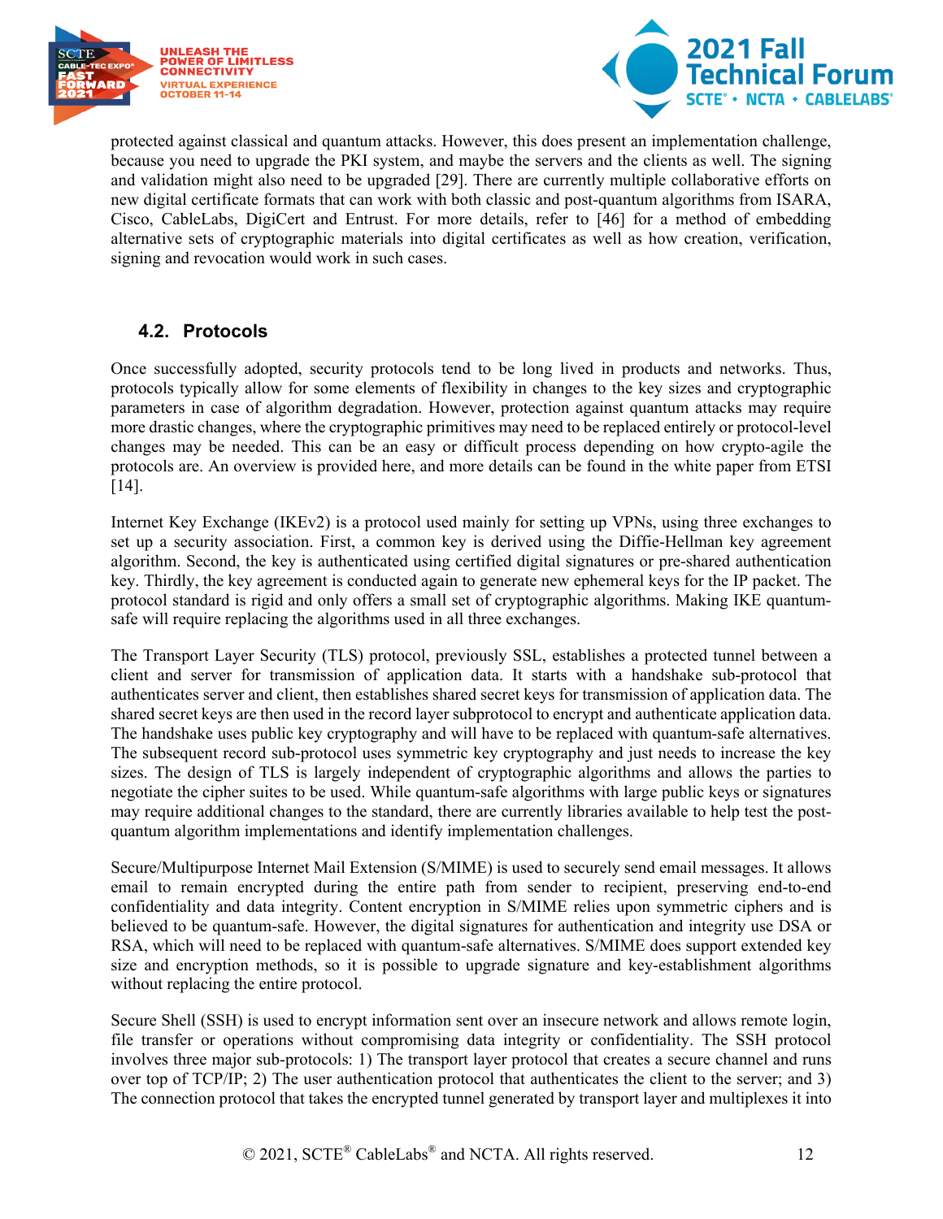protected against classical and quantum attacks. However, this does present an implementation challenge, because you need to upgrade the PKI system, and maybe the servers and the clients as well. The signing and validation might also need to be upgraded [29]. There are currently multiple collaborative efforts on new digital certificate formats that can work with both classic and post-quantum algorithms from ISARA, Cisco, CableLabs, DigiCert and Entrust. For more details, refer to [46] for a method of embedding alternative sets of cryptographic materials into digital certificates as well as how creation, verification, signing and revocation would work in such cases.

## 4.2. Protocols

Once successfully adopted, security protocols tend to be long lived in products and networks. Thus, protocols typically allow for some elements of flexibility in changes to the key sizes and cryptographic parameters in case of algorithm degradation. However, protection against quantum attacks may require more drastic changes, where the cryptographic primitives may need to be replaced entirely or protocol-level changes may be needed. This can be an easy or difficult process depending on how crypto-agile the protocols are. An overview is provided here, and more details can be found in the white paper from ETSI [14].

Internet Key Exchange (IKEv2) is a protocol used mainly for setting up VPNs, using three exchanges to set up a security association. First, a common key is derived using the Diffie-Hellman key agreement algorithm. Second, the key is authenticated using certified digital signatures or pre-shared authentication key. Thirdly, the key agreement is conducted again to generate new ephemeral keys for the IP packet. The protocol standard is rigid and only offers a small set of cryptographic algorithms. Making IKE quantum-safe will require replacing the algorithms used in all three exchanges.

The Transport Layer Security (TLS) protocol, previously SSL, establishes a protected tunnel between a client and server for transmission of application data. It starts with a handshake sub-protocol that authenticates server and client, then establishes shared secret keys for transmission of application data. The shared secret keys are then used in the record layer subprotocol to encrypt and authenticate application data. The handshake uses public key cryptography and will have to be replaced with quantum-safe alternatives. The subsequent record sub-protocol uses symmetric key cryptography and just needs to increase the key sizes. The design of TLS is largely independent of cryptographic algorithms and allows the parties to negotiate the cipher suites to be used. While quantum-safe algorithms with large public keys or signatures may require additional changes to the standard, there are currently libraries available to help test the post-quantum algorithm implementations and identify implementation challenges.

Secure/Multipurpose Internet Mail Extension (S/MIME) is used to securely send email messages. It allows email to remain encrypted during the entire path from sender to recipient, preserving end-to-end confidentiality and data integrity. Content encryption in S/MIME relies upon symmetric ciphers and is believed to be quantum-safe. However, the digital signatures for authentication and integrity use DSA or RSA, which will need to be replaced with quantum-safe alternatives. S/MIME does support extended key size and encryption methods, so it is possible to upgrade signature and key-establishment algorithms without replacing the entire protocol.

Secure Shell (SSH) is used to encrypt information sent over an insecure network and allows remote login, file transfer or operations without compromising data integrity or confidentiality. The SSH protocol involves three major sub-protocols: 1) The transport layer protocol that creates a secure channel and runs over top of TCP/IP; 2) The user authentication protocol that authenticates the client to the server; and 3) The connection protocol that takes the encrypted tunnel generated by transport layer and multiplexes it into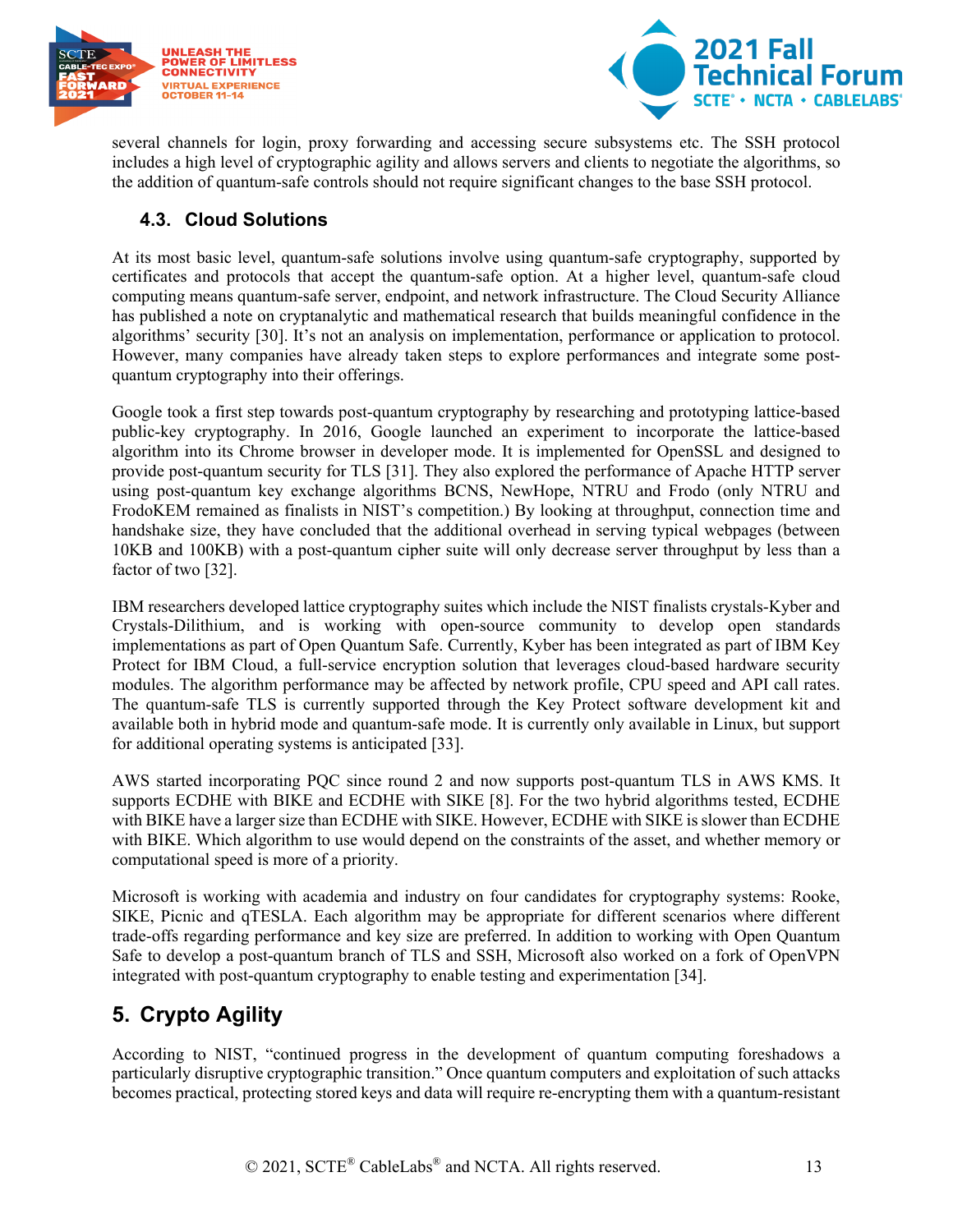several channels for login, proxy forwarding and accessing secure subsystems etc. The SSH protocol includes a high level of cryptographic agility and allows servers and clients to negotiate the algorithms, so the addition of quantum-safe controls should not require significant changes to the base SSH protocol.

### 4.3. Cloud Solutions

At its most basic level, quantum-safe solutions involve using quantum-safe cryptography, supported by certificates and protocols that accept the quantum-safe option. At a higher level, quantum-safe cloud computing means quantum-safe server, endpoint, and network infrastructure. The Cloud Security Alliance has published a note on cryptanalytic and mathematical research that builds meaningful confidence in the algorithms' security [30]. It's not an analysis on implementation, performance or application to protocol. However, many companies have already taken steps to explore performances and integrate some post-quantum cryptography into their offerings.

Google took a first step towards post-quantum cryptography by researching and prototyping lattice-based public-key cryptography. In 2016, Google launched an experiment to incorporate the lattice-based algorithm into its Chrome browser in developer mode. It is implemented for OpenSSL and designed to provide post-quantum security for TLS [31]. They also explored the performance of Apache HTTP server using post-quantum key exchange algorithms BCNS, NewHope, NTRU and Frodo (only NTRU and FrodoKEM remained as finalists in NIST's competition.) By looking at throughput, connection time and handshake size, they have concluded that the additional overhead in serving typical webpages (between 10KB and 100KB) with a post-quantum cipher suite will only decrease server throughput by less than a factor of two [32].

IBM researchers developed lattice cryptography suites which include the NIST finalists crystals-Kyber and Crystals-Dilithium, and is working with open-source community to develop open standards implementations as part of Open Quantum Safe. Currently, Kyber has been integrated as part of IBM Key Protect for IBM Cloud, a full-service encryption solution that leverages cloud-based hardware security modules. The algorithm performance may be affected by network profile, CPU speed and API call rates. The quantum-safe TLS is currently supported through the Key Protect software development kit and available both in hybrid mode and quantum-safe mode. It is currently only available in Linux, but support for additional operating systems is anticipated [33].

AWS started incorporating PQC since round 2 and now supports post-quantum TLS in AWS KMS. It supports ECDHE with BIKE and ECDHE with SIKE [8]. For the two hybrid algorithms tested, ECDHE with BIKE have a larger size than ECDHE with SIKE. However, ECDHE with SIKE is slower than ECDHE with BIKE. Which algorithm to use would depend on the constraints of the asset, and whether memory or computational speed is more of a priority.

Microsoft is working with academia and industry on four candidates for cryptography systems: Rooke, SIKE, Picnic and qTESLA. Each algorithm may be appropriate for different scenarios where different trade-offs regarding performance and key size are preferred. In addition to working with Open Quantum Safe to develop a post-quantum branch of TLS and SSH, Microsoft also worked on a fork of OpenVPN integrated with post-quantum cryptography to enable testing and experimentation [34].

## 5. Crypto Agility

According to NIST, "continued progress in the development of quantum computing foreshadows a particularly disruptive cryptographic transition." Once quantum computers and exploitation of such attacks becomes practical, protecting stored keys and data will require re-encrypting them with a quantum-resistant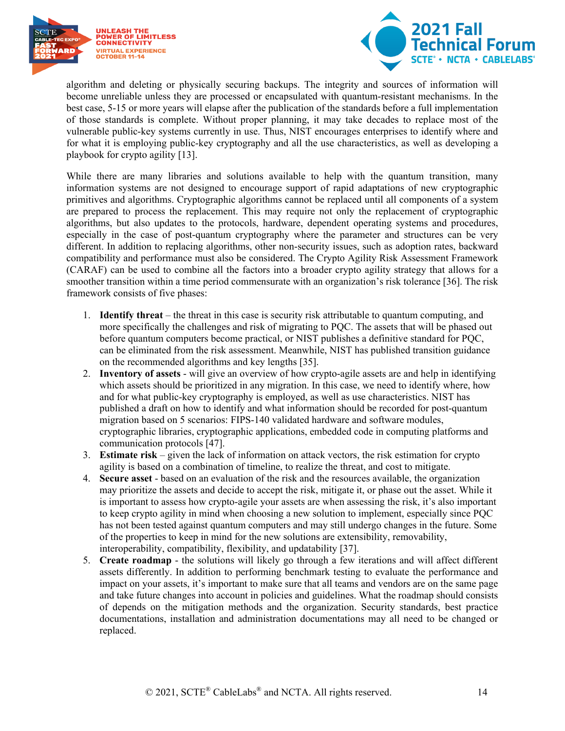algorithm and deleting or physically securing backups. The integrity and sources of information will become unreliable unless they are processed or encapsulated with quantum-resistant mechanisms. In the best case, 5-15 or more years will elapse after the publication of the standards before a full implementation of those standards is complete. Without proper planning, it may take decades to replace most of the vulnerable public-key systems currently in use. Thus, NIST encourages enterprises to identify where and for what it is employing public-key cryptography and all the use characteristics, as well as developing a playbook for crypto agility [13].

While there are many libraries and solutions available to help with the quantum transition, many information systems are not designed to encourage support of rapid adaptations of new cryptographic primitives and algorithms. Cryptographic algorithms cannot be replaced until all components of a system are prepared to process the replacement. This may require not only the replacement of cryptographic algorithms, but also updates to the protocols, hardware, dependent operating systems and procedures, especially in the case of post-quantum cryptography where the parameter and structures can be very different. In addition to replacing algorithms, other non-security issues, such as adoption rates, backward compatibility and performance must also be considered. The Crypto Agility Risk Assessment Framework (CARAF) can be used to combine all the factors into a broader crypto agility strategy that allows for a smoother transition within a time period commensurate with an organization's risk tolerance [36]. The risk framework consists of five phases:

1. **Identify threat** – the threat in this case is security risk attributable to quantum computing, and more specifically the challenges and risk of migrating to PQC. The assets that will be phased out before quantum computers become practical, or NIST publishes a definitive standard for PQC, can be eliminated from the risk assessment. Meanwhile, NIST has published transition guidance on the recommended algorithms and key lengths [35].
2. **Inventory of assets** - will give an overview of how crypto-agile assets are and help in identifying which assets should be prioritized in any migration. In this case, we need to identify where, how and for what public-key cryptography is employed, as well as use characteristics. NIST has published a draft on how to identify and what information should be recorded for post-quantum migration based on 5 scenarios: FIPS-140 validated hardware and software modules, cryptographic libraries, cryptographic applications, embedded code in computing platforms and communication protocols [47].
3. **Estimate risk** – given the lack of information on attack vectors, the risk estimation for crypto agility is based on a combination of timeline, to realize the threat, and cost to mitigate.
4. **Secure asset** - based on an evaluation of the risk and the resources available, the organization may prioritize the assets and decide to accept the risk, mitigate it, or phase out the asset. While it is important to assess how crypto-agile your assets are when assessing the risk, it's also important to keep crypto agility in mind when choosing a new solution to implement, especially since PQC has not been tested against quantum computers and may still undergo changes in the future. Some of the properties to keep in mind for the new solutions are extensibility, removability, interoperability, compatibility, flexibility, and updatability [37].
5. **Create roadmap** - the solutions will likely go through a few iterations and will affect different assets differently. In addition to performing benchmark testing to evaluate the performance and impact on your assets, it's important to make sure that all teams and vendors are on the same page and take future changes into account in policies and guidelines. What the roadmap should consists of depends on the mitigation methods and the organization. Security standards, best practice documentations, installation and administration documentations may all need to be changed or replaced.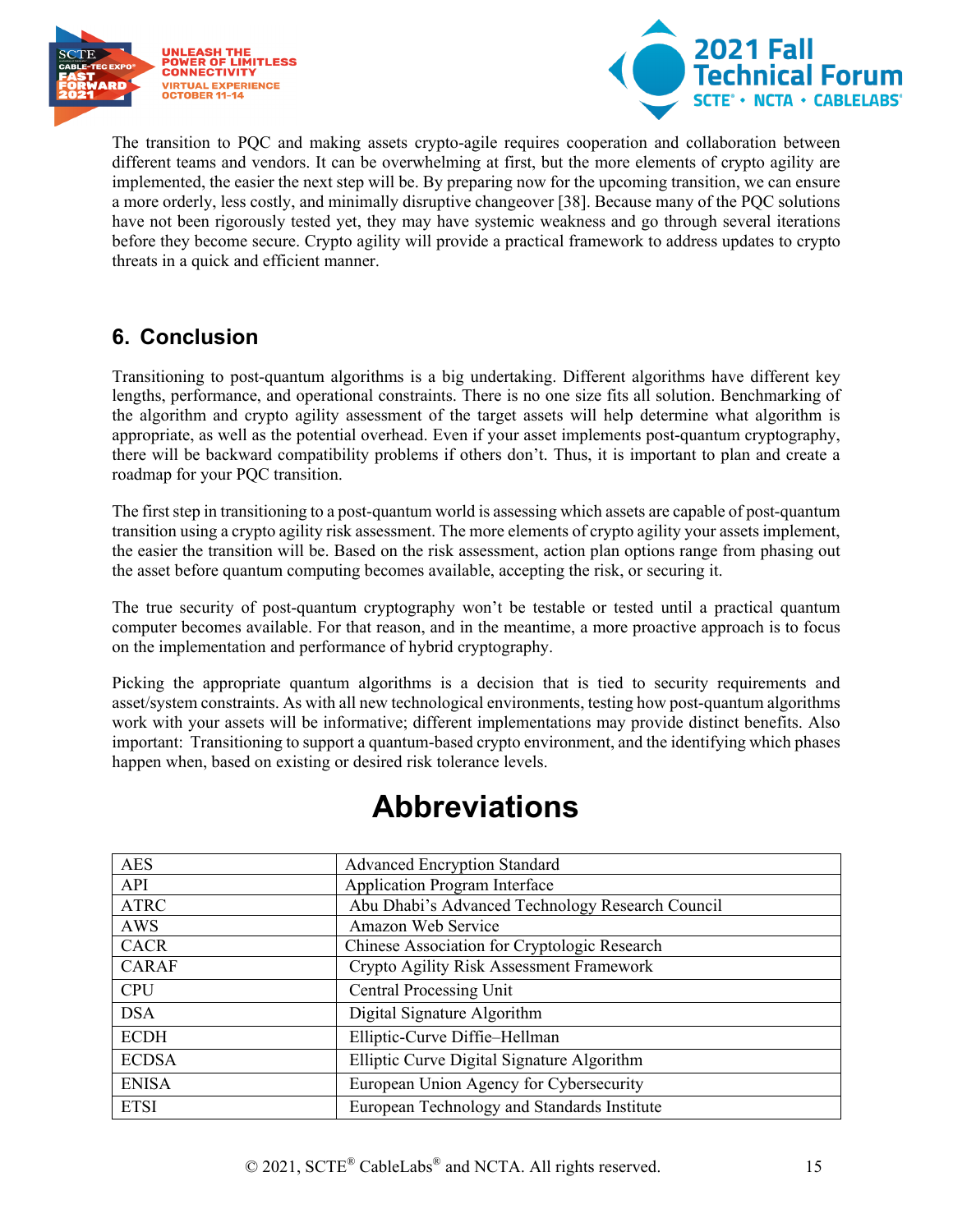The transition to PQC and making assets crypto-agile requires cooperation and collaboration between different teams and vendors. It can be overwhelming at first, but the more elements of crypto agility are implemented, the easier the next step will be. By preparing now for the upcoming transition, we can ensure a more orderly, less costly, and minimally disruptive changeover [38]. Because many of the PQC solutions have not been rigorously tested yet, they may have systemic weakness and go through several iterations before they become secure. Crypto agility will provide a practical framework to address updates to crypto threats in a quick and efficient manner.

## 6. Conclusion

Transitioning to post-quantum algorithms is a big undertaking. Different algorithms have different key lengths, performance, and operational constraints. There is no one size fits all solution. Benchmarking of the algorithm and crypto agility assessment of the target assets will help determine what algorithm is appropriate, as well as the potential overhead. Even if your asset implements post-quantum cryptography, there will be backward compatibility problems if others don't. Thus, it is important to plan and create a roadmap for your PQC transition.

The first step in transitioning to a post-quantum world is assessing which assets are capable of post-quantum transition using a crypto agility risk assessment. The more elements of crypto agility your assets implement, the easier the transition will be. Based on the risk assessment, action plan options range from phasing out the asset before quantum computing becomes available, accepting the risk, or securing it.

The true security of post-quantum cryptography won't be testable or tested until a practical quantum computer becomes available. For that reason, and in the meantime, a more proactive approach is to focus on the implementation and performance of hybrid cryptography.

Picking the appropriate quantum algorithms is a decision that is tied to security requirements and asset/system constraints. As with all new technological environments, testing how post-quantum algorithms work with your assets will be informative; different implementations may provide distinct benefits. Also important: Transitioning to support a quantum-based crypto environment, and the identifying which phases happen when, based on existing or desired risk tolerance levels.

# Abbreviations

| | |
|---|---|
| AES | Advanced Encryption Standard |
| API | Application Program Interface |
| ATRC | Abu Dhabi's Advanced Technology Research Council |
| AWS | Amazon Web Service |
| CACR | Chinese Association for Cryptologic Research |
| CARAF | Crypto Agility Risk Assessment Framework |
| CPU | Central Processing Unit |
| DSA | Digital Signature Algorithm |
| ECDH | Elliptic-Curve Diffie–Hellman |
| ECDSA | Elliptic Curve Digital Signature Algorithm |
| ENISA | European Union Agency for Cybersecurity |
| ETSI | European Technology and Standards Institute |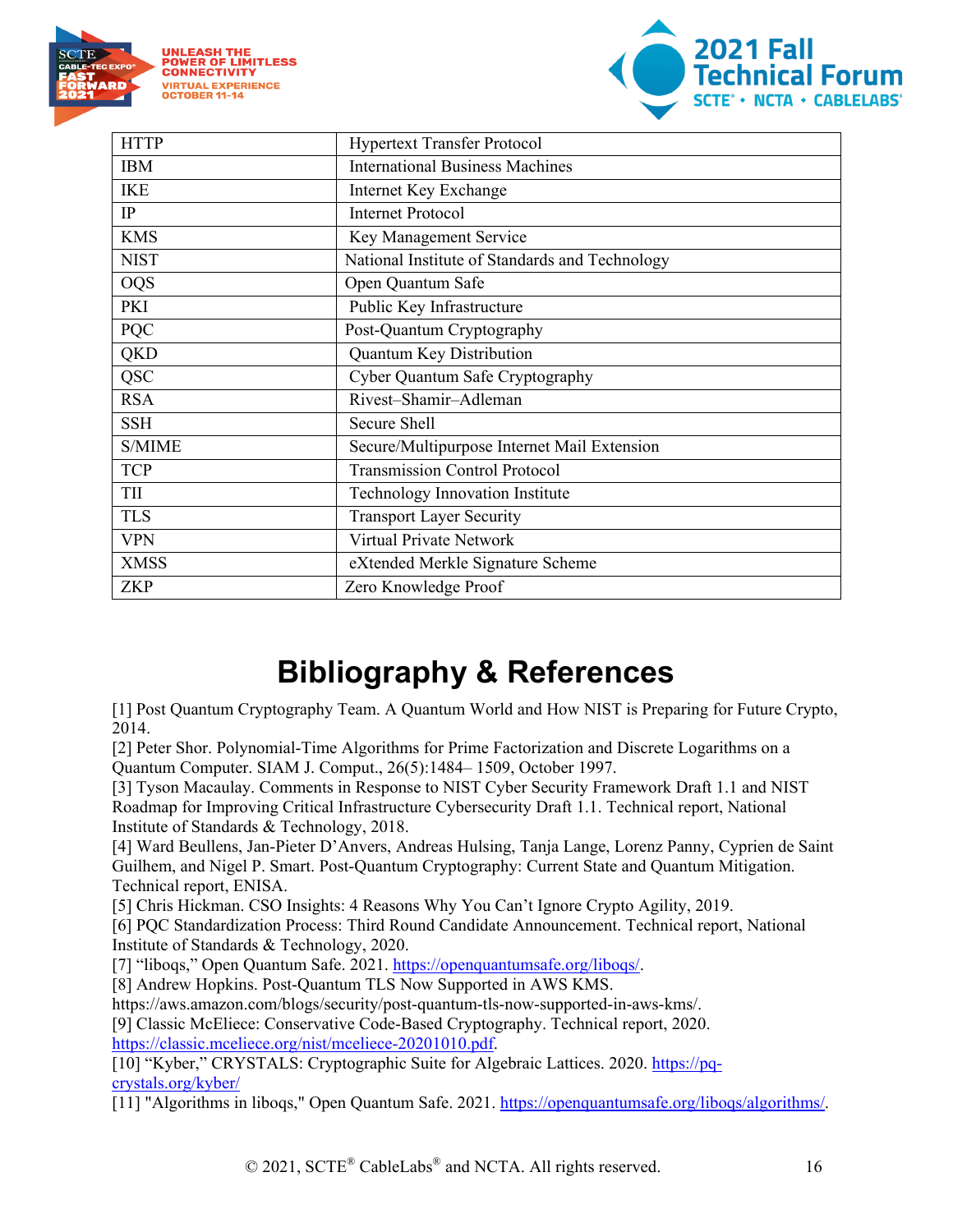| | |
|---|---|
| HTTP | Hypertext Transfer Protocol |
| IBM | International Business Machines |
| IKE | Internet Key Exchange |
| IP | Internet Protocol |
| KMS | Key Management Service |
| NIST | National Institute of Standards and Technology |
| OQS | Open Quantum Safe |
| PKI | Public Key Infrastructure |
| PQC | Post-Quantum Cryptography |
| QKD | Quantum Key Distribution |
| QSC | Cyber Quantum Safe Cryptography |
| RSA | Rivest–Shamir–Adleman |
| SSH | Secure Shell |
| S/MIME | Secure/Multipurpose Internet Mail Extension |
| TCP | Transmission Control Protocol |
| TII | Technology Innovation Institute |
| TLS | Transport Layer Security |
| VPN | Virtual Private Network |
| XMSS | eXtended Merkle Signature Scheme |
| ZKP | Zero Knowledge Proof |

# Bibliography & References

[1] Post Quantum Cryptography Team. A Quantum World and How NIST is Preparing for Future Crypto, 2014.
[2] Peter Shor. Polynomial-Time Algorithms for Prime Factorization and Discrete Logarithms on a Quantum Computer. SIAM J. Comput., 26(5):1484– 1509, October 1997.
[3] Tyson Macaulay. Comments in Response to NIST Cyber Security Framework Draft 1.1 and NIST Roadmap for Improving Critical Infrastructure Cybersecurity Draft 1.1. Technical report, National Institute of Standards & Technology, 2018.
[4] Ward Beullens, Jan-Pieter D'Anvers, Andreas Hulsing, Tanja Lange, Lorenz Panny, Cyprien de Saint Guilhem, and Nigel P. Smart. Post-Quantum Cryptography: Current State and Quantum Mitigation. Technical report, ENISA.
[5] Chris Hickman. CSO Insights: 4 Reasons Why You Can't Ignore Crypto Agility, 2019.
[6] PQC Standardization Process: Third Round Candidate Announcement. Technical report, National Institute of Standards & Technology, 2020.
[7] "liboqs," Open Quantum Safe. 2021. https://openquantumsafe.org/liboqs/.
[8] Andrew Hopkins. Post-Quantum TLS Now Supported in AWS KMS. https://aws.amazon.com/blogs/security/post-quantum-tls-now-supported-in-aws-kms/.
[9] Classic McEliece: Conservative Code-Based Cryptography. Technical report, 2020. https://classic.mceliece.org/nist/mceliece-20201010.pdf.
[10] "Kyber," CRYSTALS: Cryptographic Suite for Algebraic Lattices. 2020. https://pq-crystals.org/kyber/
[11] "Algorithms in liboqs," Open Quantum Safe. 2021. https://openquantumsafe.org/liboqs/algorithms/.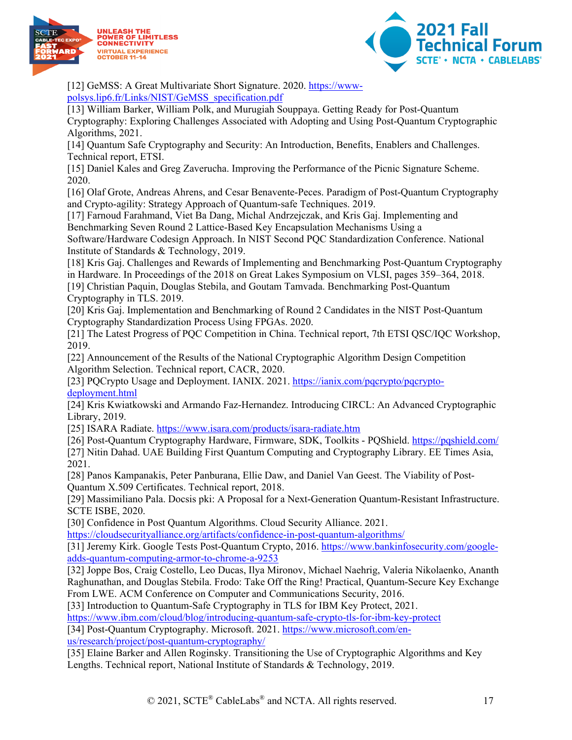[12] GeMSS: A Great Multivariate Short Signature. 2020. [https://www-polsys.lip6.fr/Links/NIST/GeMSS_specification.pdf](https://www-polsys.lip6.fr/Links/NIST/GeMSS_specification.pdf)

[13] William Barker, William Polk, and Murugiah Souppaya. Getting Ready for Post-Quantum Cryptography: Exploring Challenges Associated with Adopting and Using Post-Quantum Cryptographic Algorithms, 2021.

[14] Quantum Safe Cryptography and Security: An Introduction, Benefits, Enablers and Challenges. Technical report, ETSI.

[15] Daniel Kales and Greg Zaverucha. Improving the Performance of the Picnic Signature Scheme. 2020.

[16] Olaf Grote, Andreas Ahrens, and Cesar Benavente-Peces. Paradigm of Post-Quantum Cryptography and Crypto-agility: Strategy Approach of Quantum-safe Techniques. 2019.

[17] Farnoud Farahmand, Viet Ba Dang, Michal Andrzejczak, and Kris Gaj. Implementing and Benchmarking Seven Round 2 Lattice-Based Key Encapsulation Mechanisms Using a Software/Hardware Codesign Approach. In NIST Second PQC Standardization Conference. National Institute of Standards & Technology, 2019.

[18] Kris Gaj. Challenges and Rewards of Implementing and Benchmarking Post-Quantum Cryptography in Hardware. In Proceedings of the 2018 on Great Lakes Symposium on VLSI, pages 359–364, 2018.

[19] Christian Paquin, Douglas Stebila, and Goutam Tamvada. Benchmarking Post-Quantum Cryptography in TLS. 2019.

[20] Kris Gaj. Implementation and Benchmarking of Round 2 Candidates in the NIST Post-Quantum Cryptography Standardization Process Using FPGAs. 2020.

[21] The Latest Progress of PQC Competition in China. Technical report, 7th ETSI QSC/IQC Workshop, 2019.

[22] Announcement of the Results of the National Cryptographic Algorithm Design Competition Algorithm Selection. Technical report, CACR, 2020.

[23] PQCrypto Usage and Deployment. IANIX. 2021. [https://ianix.com/pqcrypto/pqcrypto-deployment.html](https://ianix.com/pqcrypto/pqcrypto-deployment.html)

[24] Kris Kwiatkowski and Armando Faz-Hernandez. Introducing CIRCL: An Advanced Cryptographic Library, 2019.

[25] ISARA Radiate. [https://www.isara.com/products/isara-radiate.htm](https://www.isara.com/products/isara-radiate.htm)

[26] Post-Quantum Cryptography Hardware, Firmware, SDK, Toolkits - PQShield. [https://pqshield.com/](https://pqshield.com/)

[27] Nitin Dahad. UAE Building First Quantum Computing and Cryptography Library. EE Times Asia, 2021.

[28] Panos Kampanakis, Peter Panburana, Ellie Daw, and Daniel Van Geest. The Viability of Post-Quantum X.509 Certificates. Technical report, 2018.

[29] Massimiliano Pala. Docsis pki: A Proposal for a Next-Generation Quantum-Resistant Infrastructure. SCTE ISBE, 2020.

[30] Confidence in Post Quantum Algorithms. Cloud Security Alliance. 2021. [https://cloudsecurityalliance.org/artifacts/confidence-in-post-quantum-algorithms/](https://cloudsecurityalliance.org/artifacts/confidence-in-post-quantum-algorithms/)

[31] Jeremy Kirk. Google Tests Post-Quantum Crypto, 2016. [https://www.bankinfosecurity.com/google-adds-quantum-computing-armor-to-chrome-a-9253](https://www.bankinfosecurity.com/google-adds-quantum-computing-armor-to-chrome-a-9253)

[32] Joppe Bos, Craig Costello, Leo Ducas, Ilya Mironov, Michael Naehrig, Valeria Nikolaenko, Ananth Raghunathan, and Douglas Stebila. Frodo: Take Off the Ring! Practical, Quantum-Secure Key Exchange From LWE. ACM Conference on Computer and Communications Security, 2016.

[33] Introduction to Quantum-Safe Cryptography in TLS for IBM Key Protect, 2021. [https://www.ibm.com/cloud/blog/introducing-quantum-safe-crypto-tls-for-ibm-key-protect](https://www.ibm.com/cloud/blog/introducing-quantum-safe-crypto-tls-for-ibm-key-protect)

[34] Post-Quantum Cryptography. Microsoft. 2021. [https://www.microsoft.com/en-us/research/project/post-quantum-cryptography/](https://www.microsoft.com/en-us/research/project/post-quantum-cryptography/)

[35] Elaine Barker and Allen Roginsky. Transitioning the Use of Cryptographic Algorithms and Key Lengths. Technical report, National Institute of Standards & Technology, 2019.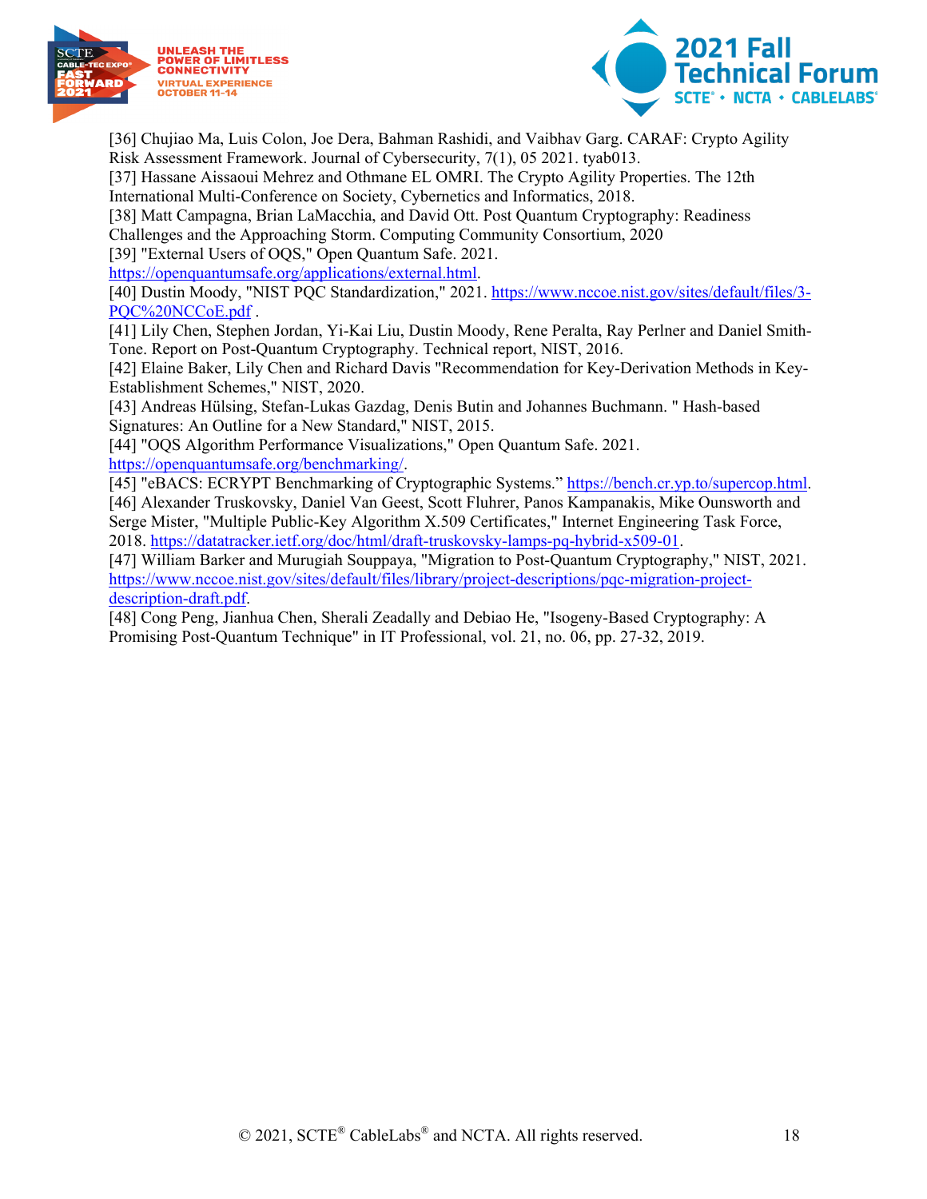[36] Chujiao Ma, Luis Colon, Joe Dera, Bahman Rashidi, and Vaibhav Garg. CARAF: Crypto Agility Risk Assessment Framework. Journal of Cybersecurity, 7(1), 05 2021. tyab013.

[37] Hassane Aissaoui Mehrez and Othmane EL OMRI. The Crypto Agility Properties. The 12th International Multi-Conference on Society, Cybernetics and Informatics, 2018.

[38] Matt Campagna, Brian LaMacchia, and David Ott. Post Quantum Cryptography: Readiness Challenges and the Approaching Storm. Computing Community Consortium, 2020

[39] "External Users of OQS," Open Quantum Safe. 2021. https://openquantumsafe.org/applications/external.html.

[40] Dustin Moody, "NIST PQC Standardization," 2021. https://www.nccoe.nist.gov/sites/default/files/3-PQC%20NCCoE.pdf .

[41] Lily Chen, Stephen Jordan, Yi-Kai Liu, Dustin Moody, Rene Peralta, Ray Perlner and Daniel Smith-Tone. Report on Post-Quantum Cryptography. Technical report, NIST, 2016.

[42] Elaine Baker, Lily Chen and Richard Davis "Recommendation for Key-Derivation Methods in Key-Establishment Schemes," NIST, 2020.

[43] Andreas Hülsing, Stefan-Lukas Gazdag, Denis Butin and Johannes Buchmann. " Hash-based Signatures: An Outline for a New Standard," NIST, 2015.

[44] "OQS Algorithm Performance Visualizations," Open Quantum Safe. 2021. https://openquantumsafe.org/benchmarking/.

[45] "eBACS: ECRYPT Benchmarking of Cryptographic Systems." https://bench.cr.yp.to/supercop.html.

[46] Alexander Truskovsky, Daniel Van Geest, Scott Fluhrer, Panos Kampanakis, Mike Ounsworth and Serge Mister, "Multiple Public-Key Algorithm X.509 Certificates," Internet Engineering Task Force, 2018. https://datatracker.ietf.org/doc/html/draft-truskovsky-lamps-pq-hybrid-x509-01.

[47] William Barker and Murugiah Souppaya, "Migration to Post-Quantum Cryptography," NIST, 2021. https://www.nccoe.nist.gov/sites/default/files/library/project-descriptions/pqc-migration-project-description-draft.pdf.

[48] Cong Peng, Jianhua Chen, Sherali Zeadally and Debiao He, "Isogeny-Based Cryptography: A Promising Post-Quantum Technique" in IT Professional, vol. 21, no. 06, pp. 27-32, 2019.